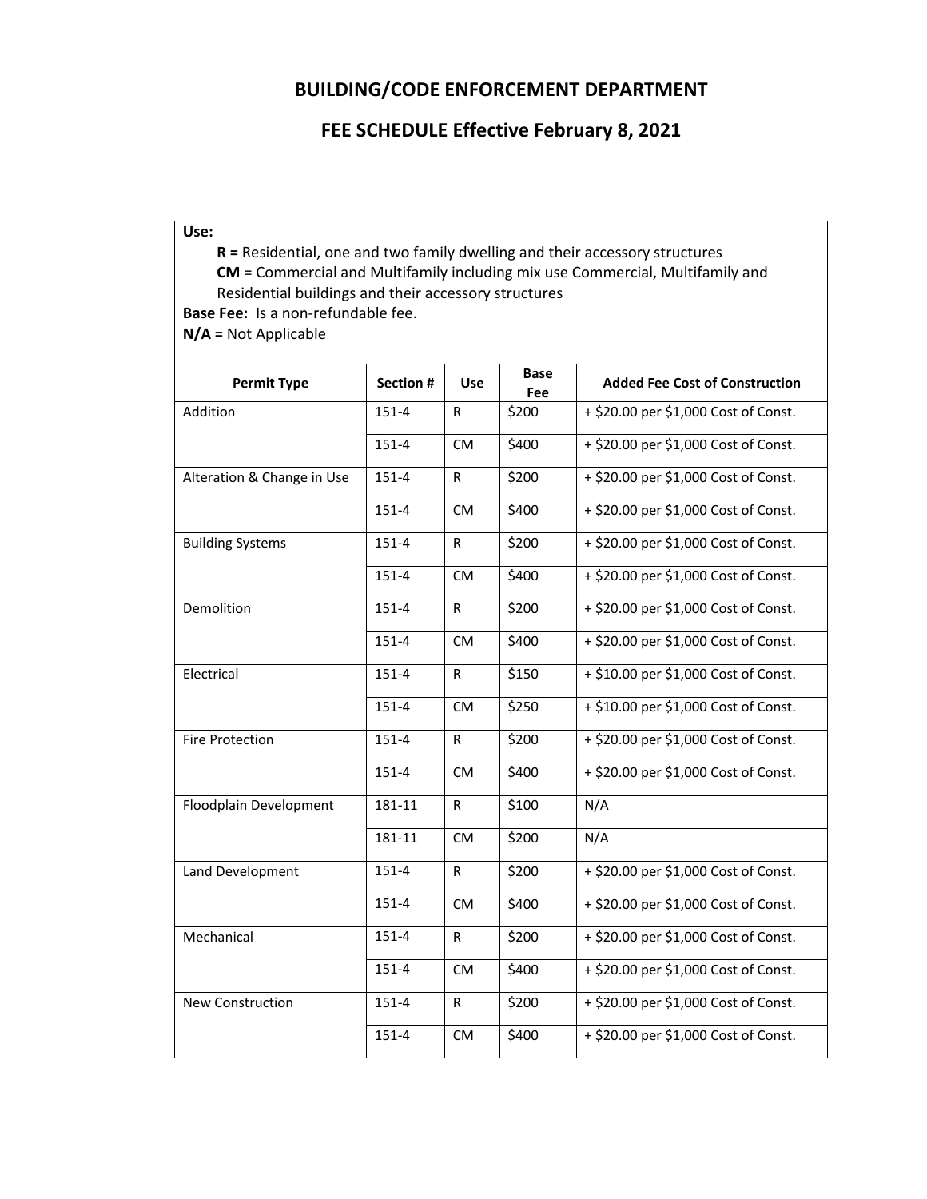# BUILDING/CODE ENFORCEMENT DEPARTMENT

## FEE SCHEDULE Effective February 8, 2021

**Use:**

- **R =** Residential, one and two family dwelling and their accessory structures
- **CM** = Commercial and Multifamily including mix use Commercial, Multifamily and Residential buildings and their accessory structures

**Base Fee:** Is a non-refundable fee.

**N/A =** Not Applicable

| Permit Type | Section # | Use | Base Fee | Added Fee Cost of Construction |
|---|---|---|---|---|
| Addition | 151-4 | R | $200 | + $20.00 per $1,000 Cost of Const. |
| | 151-4 | CM | $400 | + $20.00 per $1,000 Cost of Const. |
| Alteration & Change in Use | 151-4 | R | $200 | + $20.00 per $1,000 Cost of Const. |
| | 151-4 | CM | $400 | + $20.00 per $1,000 Cost of Const. |
| Building Systems | 151-4 | R | $200 | + $20.00 per $1,000 Cost of Const. |
| | 151-4 | CM | $400 | + $20.00 per $1,000 Cost of Const. |
| Demolition | 151-4 | R | $200 | + $20.00 per $1,000 Cost of Const. |
| | 151-4 | CM | $400 | + $20.00 per $1,000 Cost of Const. |
| Electrical | 151-4 | R | $150 | + $10.00 per $1,000 Cost of Const. |
| | 151-4 | CM | $250 | + $10.00 per $1,000 Cost of Const. |
| Fire Protection | 151-4 | R | $200 | + $20.00 per $1,000 Cost of Const. |
| | 151-4 | CM | $400 | + $20.00 per $1,000 Cost of Const. |
| Floodplain Development | 181-11 | R | $100 | N/A |
| | 181-11 | CM | $200 | N/A |
| Land Development | 151-4 | R | $200 | + $20.00 per $1,000 Cost of Const. |
| | 151-4 | CM | $400 | + $20.00 per $1,000 Cost of Const. |
| Mechanical | 151-4 | R | $200 | + $20.00 per $1,000 Cost of Const. |
| | 151-4 | CM | $400 | + $20.00 per $1,000 Cost of Const. |
| New Construction | 151-4 | R | $200 | + $20.00 per $1,000 Cost of Const. |
| | 151-4 | CM | $400 | + $20.00 per $1,000 Cost of Const. |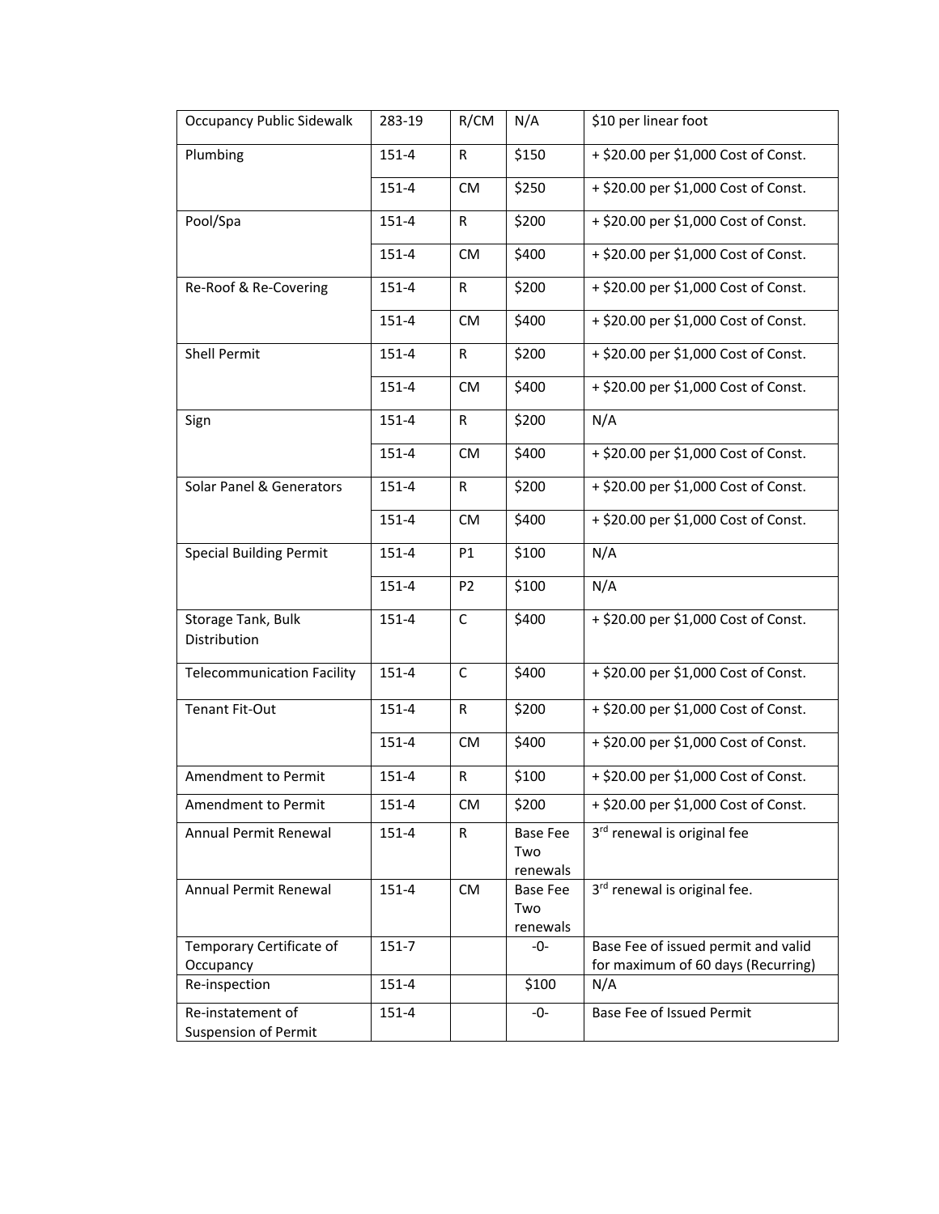| Occupancy Public Sidewalk | 283-19 | R/CM | N/A | $10 per linear foot |
|---|---|---|---|---|
| Plumbing | 151-4 | R | $150 | + $20.00 per $1,000 Cost of Const. |
| | 151-4 | CM | $250 | + $20.00 per $1,000 Cost of Const. |
| Pool/Spa | 151-4 | R | $200 | + $20.00 per $1,000 Cost of Const. |
| | 151-4 | CM | $400 | + $20.00 per $1,000 Cost of Const. |
| Re-Roof & Re-Covering | 151-4 | R | $200 | + $20.00 per $1,000 Cost of Const. |
| | 151-4 | CM | $400 | + $20.00 per $1,000 Cost of Const. |
| Shell Permit | 151-4 | R | $200 | + $20.00 per $1,000 Cost of Const. |
| | 151-4 | CM | $400 | + $20.00 per $1,000 Cost of Const. |
| Sign | 151-4 | R | $200 | N/A |
| | 151-4 | CM | $400 | + $20.00 per $1,000 Cost of Const. |
| Solar Panel & Generators | 151-4 | R | $200 | + $20.00 per $1,000 Cost of Const. |
| | 151-4 | CM | $400 | + $20.00 per $1,000 Cost of Const. |
| Special Building Permit | 151-4 | P1 | $100 | N/A |
| | 151-4 | P2 | $100 | N/A |
| Storage Tank, Bulk Distribution | 151-4 | C | $400 | + $20.00 per $1,000 Cost of Const. |
| Telecommunication Facility | 151-4 | C | $400 | + $20.00 per $1,000 Cost of Const. |
| Tenant Fit-Out | 151-4 | R | $200 | + $20.00 per $1,000 Cost of Const. |
| | 151-4 | CM | $400 | + $20.00 per $1,000 Cost of Const. |
| Amendment to Permit | 151-4 | R | $100 | + $20.00 per $1,000 Cost of Const. |
| Amendment to Permit | 151-4 | CM | $200 | + $20.00 per $1,000 Cost of Const. |
| Annual Permit Renewal | 151-4 | R | Base Fee Two renewals | 3rd renewal is original fee |
| Annual Permit Renewal | 151-4 | CM | Base Fee Two renewals | 3rd renewal is original fee. |
| Temporary Certificate of Occupancy | 151-7 | | -0- | Base Fee of issued permit and valid for maximum of 60 days (Recurring) |
| Re-inspection | 151-4 | | $100 | N/A |
| Re-instatement of Suspension of Permit | 151-4 | | -0- | Base Fee of Issued Permit |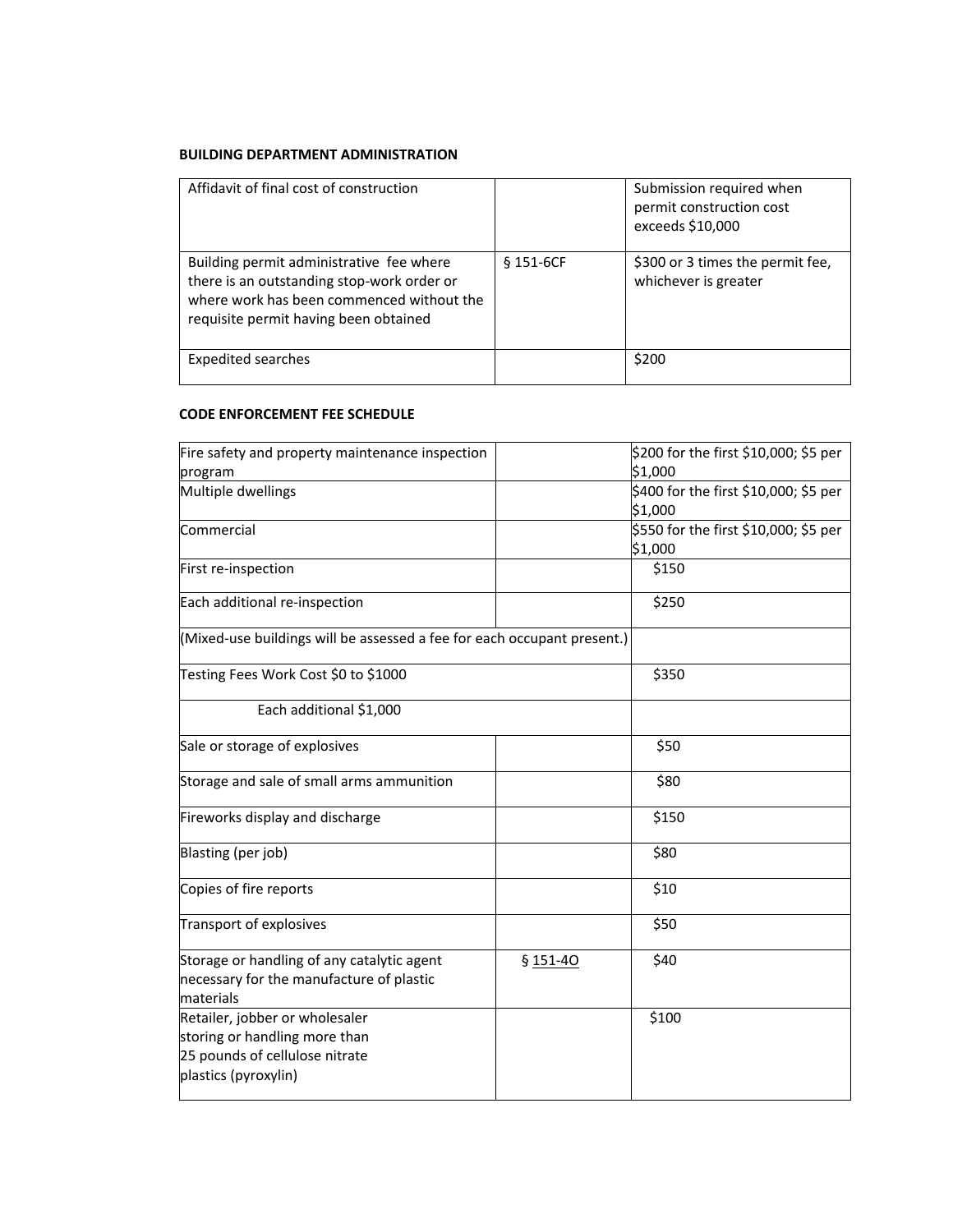**BUILDING DEPARTMENT ADMINISTRATION**

| | | |
|---|---|---|
| Affidavit of final cost of construction | | Submission required when permit construction cost exceeds $10,000 |
| Building permit administrative fee where there is an outstanding stop-work order or where work has been commenced without the requisite permit having been obtained | § 151-6CF | $300 or 3 times the permit fee, whichever is greater |
| Expedited searches | | $200 |

**CODE ENFORCEMENT FEE SCHEDULE**

| | | |
|---|---|---|
| Fire safety and property maintenance inspection program | | $200 for the first $10,000; $5 per $1,000 |
| Multiple dwellings | | $400 for the first $10,000; $5 per $1,000 |
| Commercial | | $550 for the first $10,000; $5 per $1,000 |
| First re-inspection | | $150 |
| Each additional re-inspection | | $250 |
| (Mixed-use buildings will be assessed a fee for each occupant present.) | | |
| Testing Fees Work Cost $0 to $1000 | | $350 |
| Each additional $1,000 | | |
| Sale or storage of explosives | | $50 |
| Storage and sale of small arms ammunition | | $80 |
| Fireworks display and discharge | | $150 |
| Blasting (per job) | | $80 |
| Copies of fire reports | | $10 |
| Transport of explosives | | $50 |
| Storage or handling of any catalytic agent necessary for the manufacture of plastic materials | § 151-4O | $40 |
| Retailer, jobber or wholesaler storing or handling more than 25 pounds of cellulose nitrate plastics (pyroxylin) | | $100 |